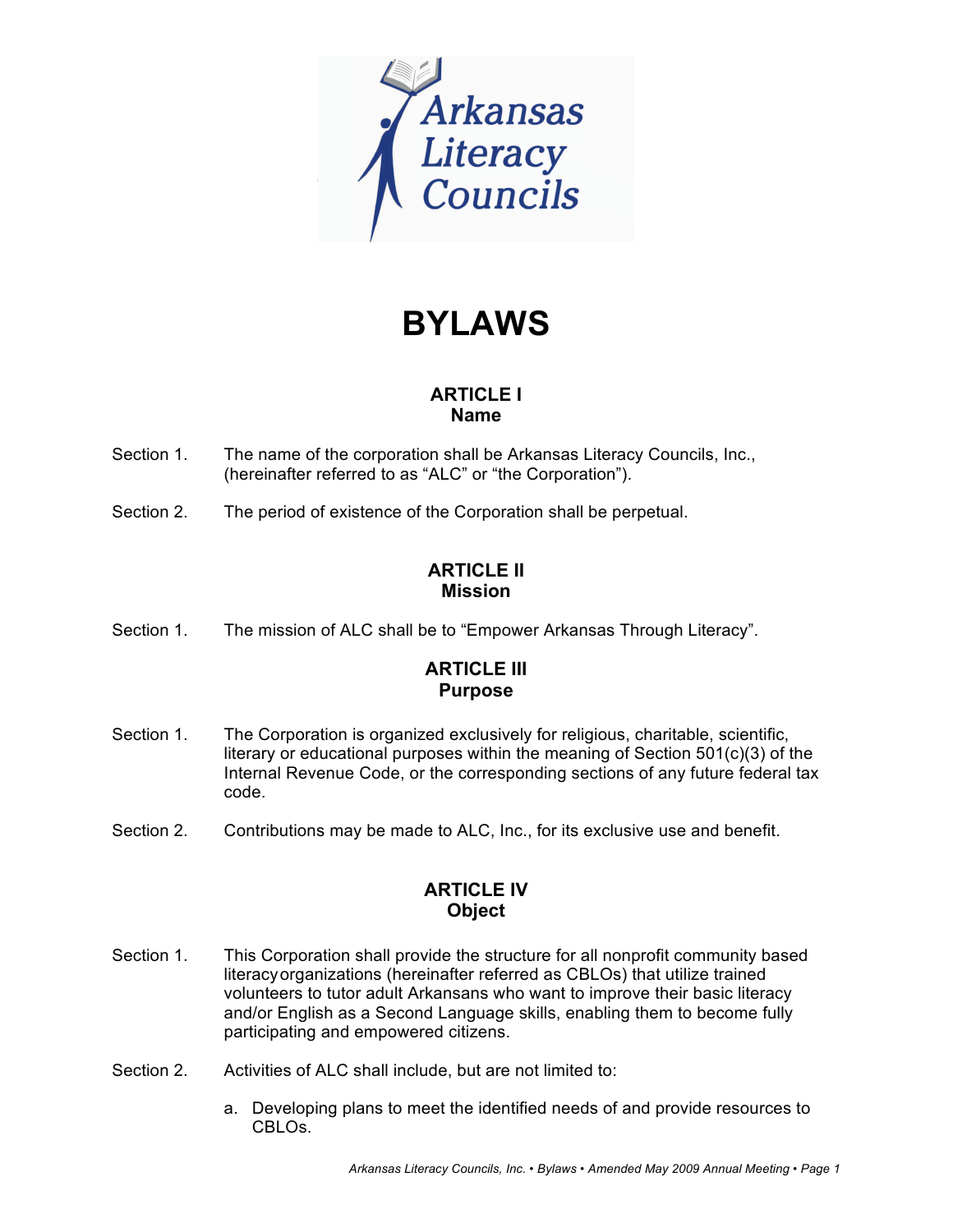Arkansas Literacy Councils

# BYLAWS

## ARTICLE I
## Name

Section 1. The name of the corporation shall be Arkansas Literacy Councils, Inc., (hereinafter referred to as "ALC" or "the Corporation").

Section 2. The period of existence of the Corporation shall be perpetual.

## ARTICLE II
## Mission

Section 1. The mission of ALC shall be to "Empower Arkansas Through Literacy".

## ARTICLE III
## Purpose

Section 1. The Corporation is organized exclusively for religious, charitable, scientific, literary or educational purposes within the meaning of Section 501(c)(3) of the Internal Revenue Code, or the corresponding sections of any future federal tax code.

Section 2. Contributions may be made to ALC, Inc., for its exclusive use and benefit.

## ARTICLE IV
## Object

Section 1. This Corporation shall provide the structure for all nonprofit community based literacy organizations (hereinafter referred as CBLOs) that utilize trained volunteers to tutor adult Arkansans who want to improve their basic literacy and/or English as a Second Language skills, enabling them to become fully participating and empowered citizens.

Section 2. Activities of ALC shall include, but are not limited to:

a. Developing plans to meet the identified needs of and provide resources to CBLOs.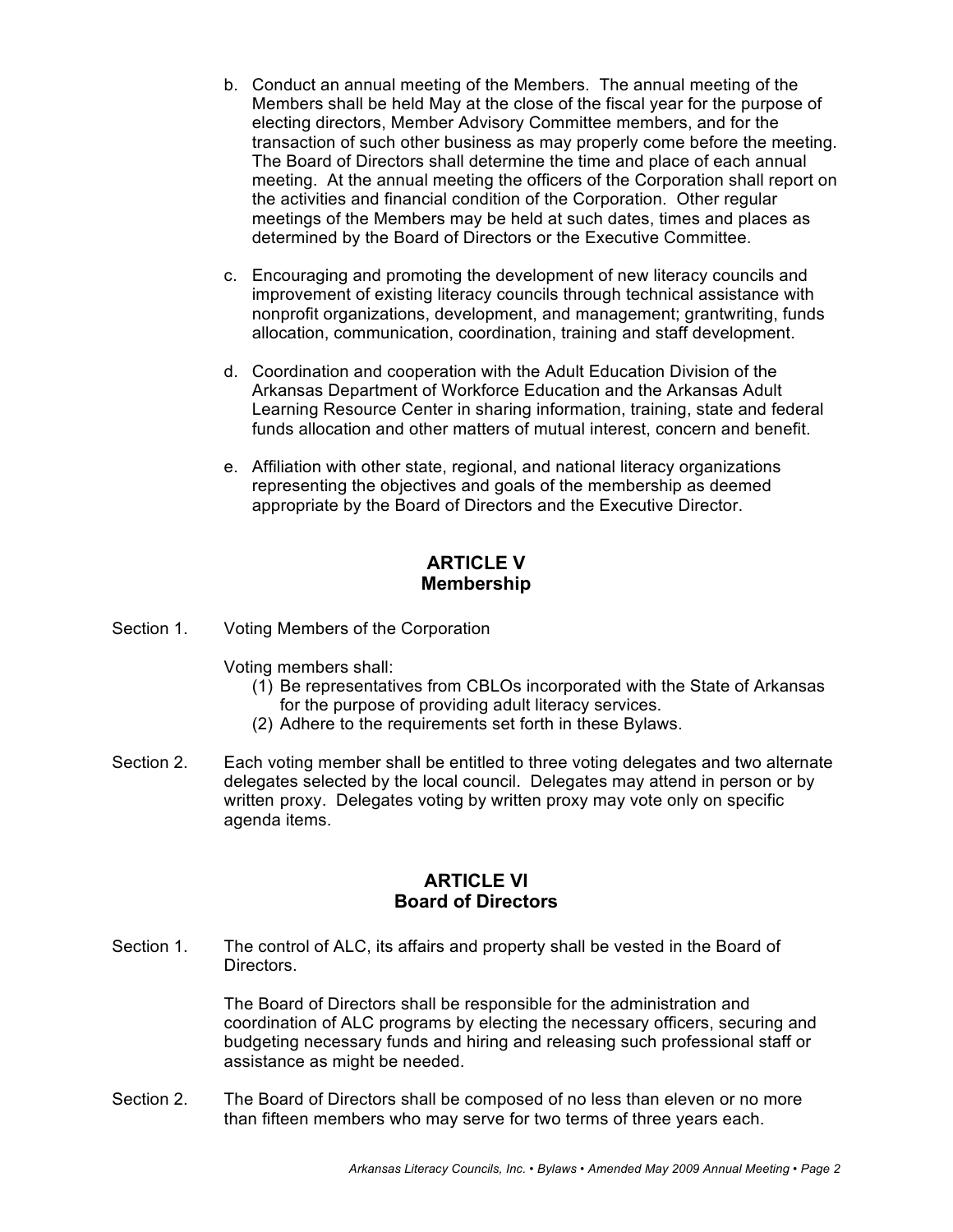b. Conduct an annual meeting of the Members. The annual meeting of the Members shall be held May at the close of the fiscal year for the purpose of electing directors, Member Advisory Committee members, and for the transaction of such other business as may properly come before the meeting. The Board of Directors shall determine the time and place of each annual meeting. At the annual meeting the officers of the Corporation shall report on the activities and financial condition of the Corporation. Other regular meetings of the Members may be held at such dates, times and places as determined by the Board of Directors or the Executive Committee.

c. Encouraging and promoting the development of new literacy councils and improvement of existing literacy councils through technical assistance with nonprofit organizations, development, and management; grantwriting, funds allocation, communication, coordination, training and staff development.

d. Coordination and cooperation with the Adult Education Division of the Arkansas Department of Workforce Education and the Arkansas Adult Learning Resource Center in sharing information, training, state and federal funds allocation and other matters of mutual interest, concern and benefit.

e. Affiliation with other state, regional, and national literacy organizations representing the objectives and goals of the membership as deemed appropriate by the Board of Directors and the Executive Director.

## ARTICLE V
## Membership

Section 1. Voting Members of the Corporation

Voting members shall:

(1) Be representatives from CBLOs incorporated with the State of Arkansas for the purpose of providing adult literacy services.
(2) Adhere to the requirements set forth in these Bylaws.

Section 2. Each voting member shall be entitled to three voting delegates and two alternate delegates selected by the local council. Delegates may attend in person or by written proxy. Delegates voting by written proxy may vote only on specific agenda items.

## ARTICLE VI
## Board of Directors

Section 1. The control of ALC, its affairs and property shall be vested in the Board of Directors.

The Board of Directors shall be responsible for the administration and coordination of ALC programs by electing the necessary officers, securing and budgeting necessary funds and hiring and releasing such professional staff or assistance as might be needed.

Section 2. The Board of Directors shall be composed of no less than eleven or no more than fifteen members who may serve for two terms of three years each.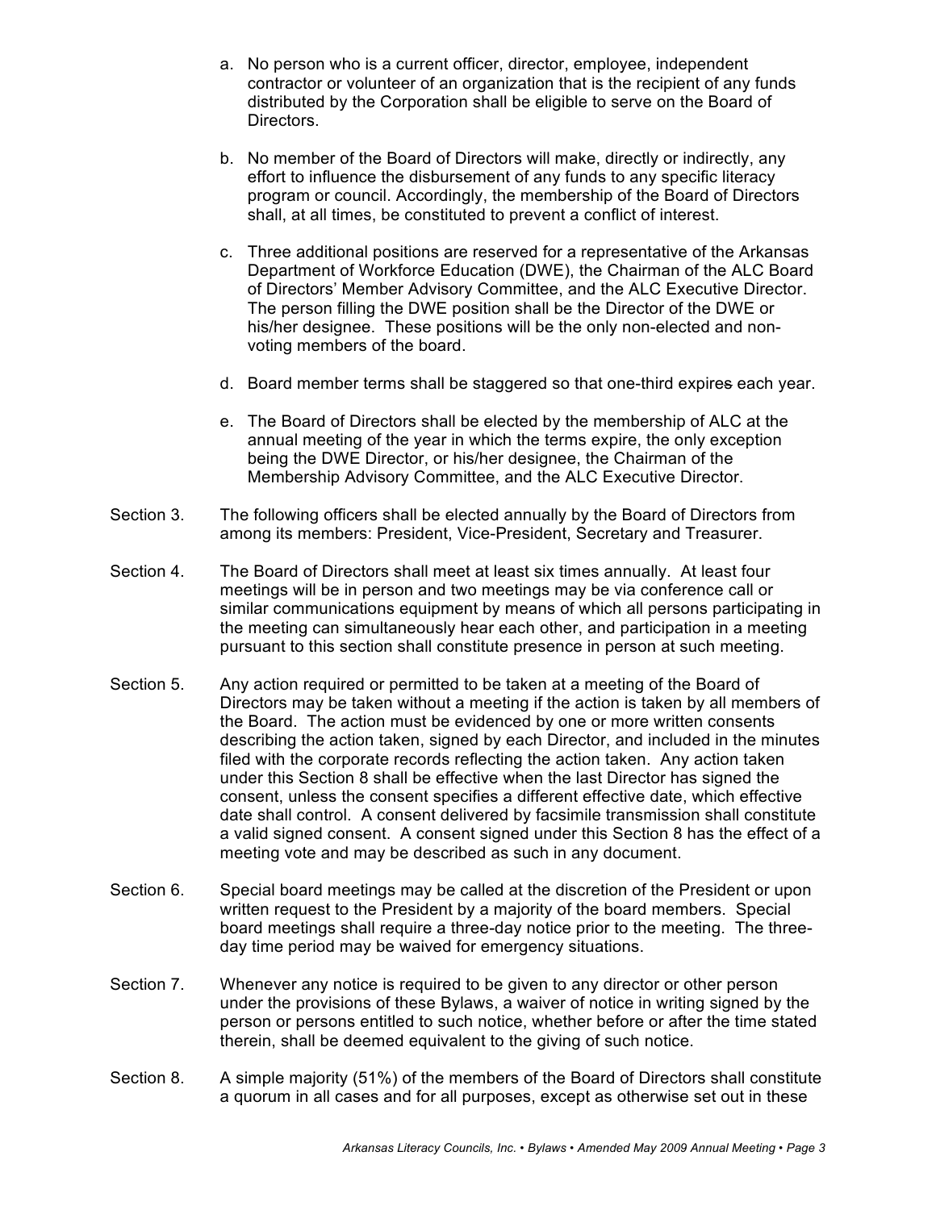a. No person who is a current officer, director, employee, independent contractor or volunteer of an organization that is the recipient of any funds distributed by the Corporation shall be eligible to serve on the Board of Directors.

b. No member of the Board of Directors will make, directly or indirectly, any effort to influence the disbursement of any funds to any specific literacy program or council. Accordingly, the membership of the Board of Directors shall, at all times, be constituted to prevent a conflict of interest.

c. Three additional positions are reserved for a representative of the Arkansas Department of Workforce Education (DWE), the Chairman of the ALC Board of Directors' Member Advisory Committee, and the ALC Executive Director. The person filling the DWE position shall be the Director of the DWE or his/her designee. These positions will be the only non-elected and non-voting members of the board.

d. Board member terms shall be staggered so that one-third ~~expires~~ expire each year.

e. The Board of Directors shall be elected by the membership of ALC at the annual meeting of the year in which the terms expire, the only exception being the DWE Director, or his/her designee, the Chairman of the Membership Advisory Committee, and the ALC Executive Director.

Section 3. The following officers shall be elected annually by the Board of Directors from among its members: President, Vice-President, Secretary and Treasurer.

Section 4. The Board of Directors shall meet at least six times annually. At least four meetings will be in person and two meetings may be via conference call or similar communications equipment by means of which all persons participating in the meeting can simultaneously hear each other, and participation in a meeting pursuant to this section shall constitute presence in person at such meeting.

Section 5. Any action required or permitted to be taken at a meeting of the Board of Directors may be taken without a meeting if the action is taken by all members of the Board. The action must be evidenced by one or more written consents describing the action taken, signed by each Director, and included in the minutes filed with the corporate records reflecting the action taken. Any action taken under this Section 8 shall be effective when the last Director has signed the consent, unless the consent specifies a different effective date, which effective date shall control. A consent delivered by facsimile transmission shall constitute a valid signed consent. A consent signed under this Section 8 has the effect of a meeting vote and may be described as such in any document.

Section 6. Special board meetings may be called at the discretion of the President or upon written request to the President by a majority of the board members. Special board meetings shall require a three-day notice prior to the meeting. The three-day time period may be waived for emergency situations.

Section 7. Whenever any notice is required to be given to any director or other person under the provisions of these Bylaws, a waiver of notice in writing signed by the person or persons entitled to such notice, whether before or after the time stated therein, shall be deemed equivalent to the giving of such notice.

Section 8. A simple majority (51%) of the members of the Board of Directors shall constitute a quorum in all cases and for all purposes, except as otherwise set out in these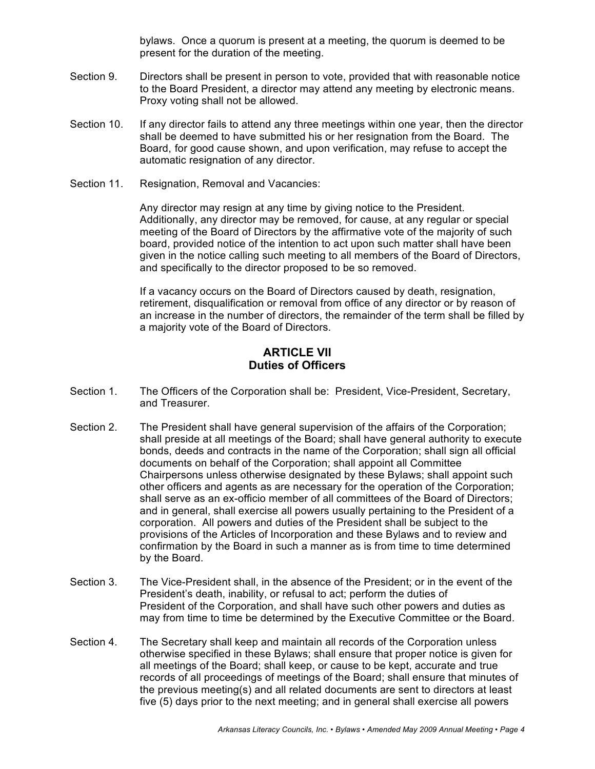bylaws. Once a quorum is present at a meeting, the quorum is deemed to be present for the duration of the meeting.

Section 9. Directors shall be present in person to vote, provided that with reasonable notice to the Board President, a director may attend any meeting by electronic means. Proxy voting shall not be allowed.

Section 10. If any director fails to attend any three meetings within one year, then the director shall be deemed to have submitted his or her resignation from the Board. The Board, for good cause shown, and upon verification, may refuse to accept the automatic resignation of any director.

Section 11. Resignation, Removal and Vacancies:

Any director may resign at any time by giving notice to the President. Additionally, any director may be removed, for cause, at any regular or special meeting of the Board of Directors by the affirmative vote of the majority of such board, provided notice of the intention to act upon such matter shall have been given in the notice calling such meeting to all members of the Board of Directors, and specifically to the director proposed to be so removed.

If a vacancy occurs on the Board of Directors caused by death, resignation, retirement, disqualification or removal from office of any director or by reason of an increase in the number of directors, the remainder of the term shall be filled by a majority vote of the Board of Directors.

## ARTICLE VII
## Duties of Officers

Section 1. The Officers of the Corporation shall be: President, Vice-President, Secretary, and Treasurer.

Section 2. The President shall have general supervision of the affairs of the Corporation; shall preside at all meetings of the Board; shall have general authority to execute bonds, deeds and contracts in the name of the Corporation; shall sign all official documents on behalf of the Corporation; shall appoint all Committee Chairpersons unless otherwise designated by these Bylaws; shall appoint such other officers and agents as are necessary for the operation of the Corporation; shall serve as an ex-officio member of all committees of the Board of Directors; and in general, shall exercise all powers usually pertaining to the President of a corporation. All powers and duties of the President shall be subject to the provisions of the Articles of Incorporation and these Bylaws and to review and confirmation by the Board in such a manner as is from time to time determined by the Board.

Section 3. The Vice-President shall, in the absence of the President; or in the event of the President's death, inability, or refusal to act; perform the duties of President of the Corporation, and shall have such other powers and duties as may from time to time be determined by the Executive Committee or the Board.

Section 4. The Secretary shall keep and maintain all records of the Corporation unless otherwise specified in these Bylaws; shall ensure that proper notice is given for all meetings of the Board; shall keep, or cause to be kept, accurate and true records of all proceedings of meetings of the Board; shall ensure that minutes of the previous meeting(s) and all related documents are sent to directors at least five (5) days prior to the next meeting; and in general shall exercise all powers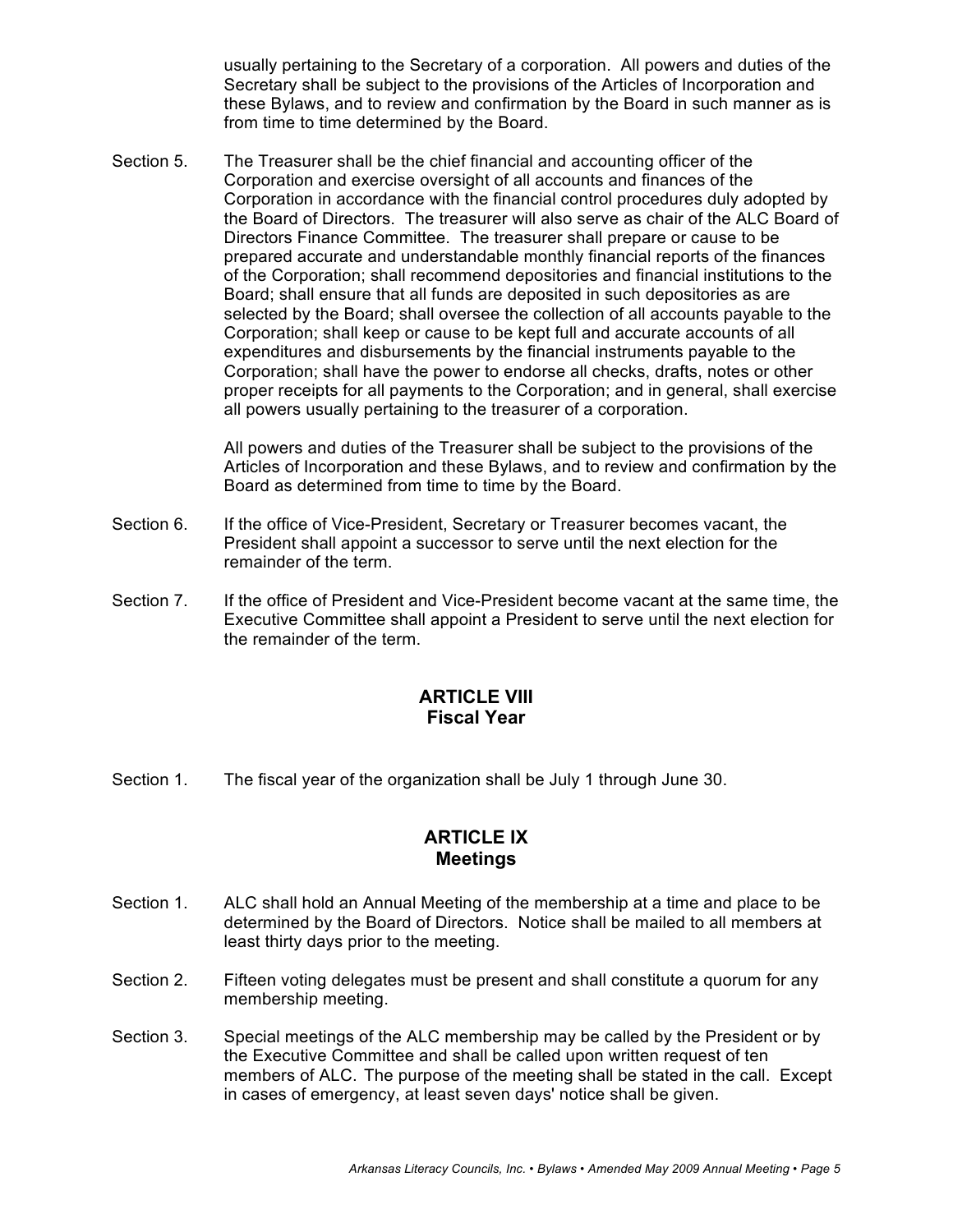usually pertaining to the Secretary of a corporation. All powers and duties of the Secretary shall be subject to the provisions of the Articles of Incorporation and these Bylaws, and to review and confirmation by the Board in such manner as is from time to time determined by the Board.

Section 5. The Treasurer shall be the chief financial and accounting officer of the Corporation and exercise oversight of all accounts and finances of the Corporation in accordance with the financial control procedures duly adopted by the Board of Directors. The treasurer will also serve as chair of the ALC Board of Directors Finance Committee. The treasurer shall prepare or cause to be prepared accurate and understandable monthly financial reports of the finances of the Corporation; shall recommend depositories and financial institutions to the Board; shall ensure that all funds are deposited in such depositories as are selected by the Board; shall oversee the collection of all accounts payable to the Corporation; shall keep or cause to be kept full and accurate accounts of all expenditures and disbursements by the financial instruments payable to the Corporation; shall have the power to endorse all checks, drafts, notes or other proper receipts for all payments to the Corporation; and in general, shall exercise all powers usually pertaining to the treasurer of a corporation.

All powers and duties of the Treasurer shall be subject to the provisions of the Articles of Incorporation and these Bylaws, and to review and confirmation by the Board as determined from time to time by the Board.

Section 6. If the office of Vice-President, Secretary or Treasurer becomes vacant, the President shall appoint a successor to serve until the next election for the remainder of the term.

Section 7. If the office of President and Vice-President become vacant at the same time, the Executive Committee shall appoint a President to serve until the next election for the remainder of the term.

## ARTICLE VIII
## Fiscal Year

Section 1. The fiscal year of the organization shall be July 1 through June 30.

## ARTICLE IX
## Meetings

Section 1. ALC shall hold an Annual Meeting of the membership at a time and place to be determined by the Board of Directors. Notice shall be mailed to all members at least thirty days prior to the meeting.

Section 2. Fifteen voting delegates must be present and shall constitute a quorum for any membership meeting.

Section 3. Special meetings of the ALC membership may be called by the President or by the Executive Committee and shall be called upon written request of ten members of ALC. The purpose of the meeting shall be stated in the call. Except in cases of emergency, at least seven days' notice shall be given.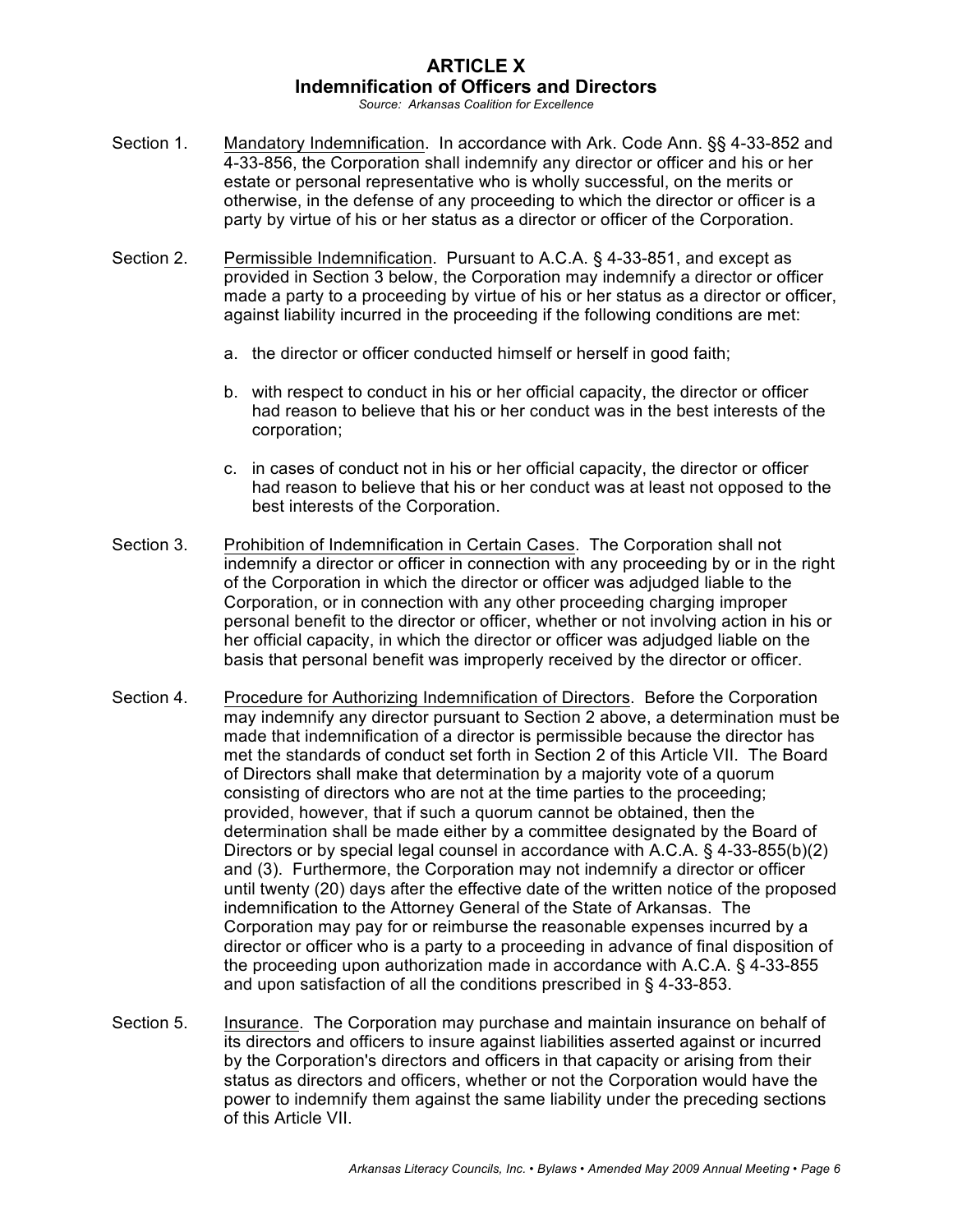# ARTICLE X
## Indemnification of Officers and Directors

*Source: Arkansas Coalition for Excellence*

Section 1. Mandatory Indemnification. In accordance with Ark. Code Ann. §§ 4-33-852 and 4-33-856, the Corporation shall indemnify any director or officer and his or her estate or personal representative who is wholly successful, on the merits or otherwise, in the defense of any proceeding to which the director or officer is a party by virtue of his or her status as a director or officer of the Corporation.

Section 2. Permissible Indemnification. Pursuant to A.C.A. § 4-33-851, and except as provided in Section 3 below, the Corporation may indemnify a director or officer made a party to a proceeding by virtue of his or her status as a director or officer, against liability incurred in the proceeding if the following conditions are met:

a. the director or officer conducted himself or herself in good faith;

b. with respect to conduct in his or her official capacity, the director or officer had reason to believe that his or her conduct was in the best interests of the corporation;

c. in cases of conduct not in his or her official capacity, the director or officer had reason to believe that his or her conduct was at least not opposed to the best interests of the Corporation.

Section 3. Prohibition of Indemnification in Certain Cases. The Corporation shall not indemnify a director or officer in connection with any proceeding by or in the right of the Corporation in which the director or officer was adjudged liable to the Corporation, or in connection with any other proceeding charging improper personal benefit to the director or officer, whether or not involving action in his or her official capacity, in which the director or officer was adjudged liable on the basis that personal benefit was improperly received by the director or officer.

Section 4. Procedure for Authorizing Indemnification of Directors. Before the Corporation may indemnify any director pursuant to Section 2 above, a determination must be made that indemnification of a director is permissible because the director has met the standards of conduct set forth in Section 2 of this Article VII. The Board of Directors shall make that determination by a majority vote of a quorum consisting of directors who are not at the time parties to the proceeding; provided, however, that if such a quorum cannot be obtained, then the determination shall be made either by a committee designated by the Board of Directors or by special legal counsel in accordance with A.C.A. § 4-33-855(b)(2) and (3). Furthermore, the Corporation may not indemnify a director or officer until twenty (20) days after the effective date of the written notice of the proposed indemnification to the Attorney General of the State of Arkansas. The Corporation may pay for or reimburse the reasonable expenses incurred by a director or officer who is a party to a proceeding in advance of final disposition of the proceeding upon authorization made in accordance with A.C.A. § 4-33-855 and upon satisfaction of all the conditions prescribed in § 4-33-853.

Section 5. Insurance. The Corporation may purchase and maintain insurance on behalf of its directors and officers to insure against liabilities asserted against or incurred by the Corporation's directors and officers in that capacity or arising from their status as directors and officers, whether or not the Corporation would have the power to indemnify them against the same liability under the preceding sections of this Article VII.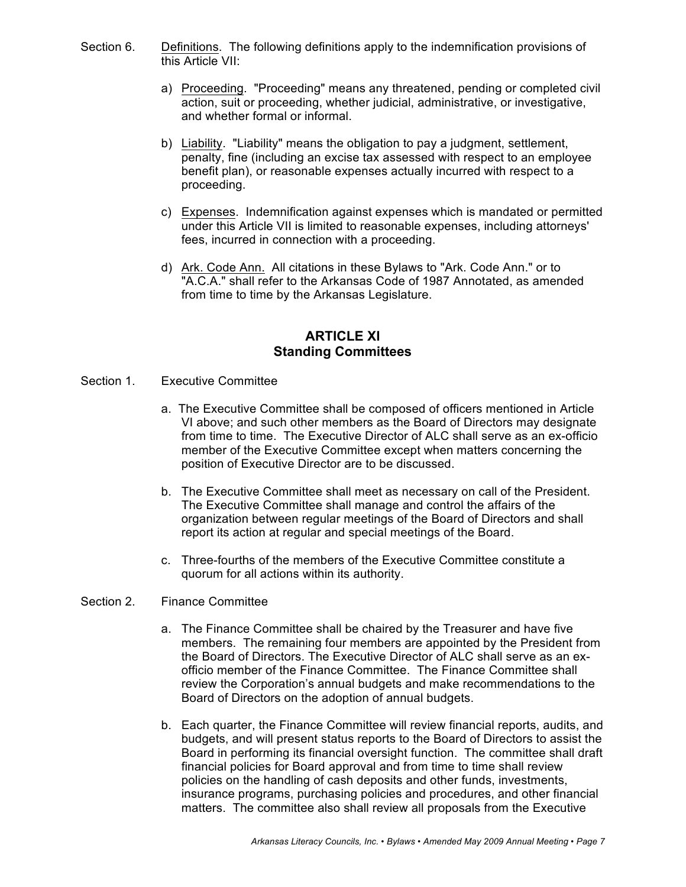Section 6. Definitions. The following definitions apply to the indemnification provisions of this Article VII:

a) Proceeding. "Proceeding" means any threatened, pending or completed civil action, suit or proceeding, whether judicial, administrative, or investigative, and whether formal or informal.

b) Liability. "Liability" means the obligation to pay a judgment, settlement, penalty, fine (including an excise tax assessed with respect to an employee benefit plan), or reasonable expenses actually incurred with respect to a proceeding.

c) Expenses. Indemnification against expenses which is mandated or permitted under this Article VII is limited to reasonable expenses, including attorneys' fees, incurred in connection with a proceeding.

d) Ark. Code Ann. All citations in these Bylaws to "Ark. Code Ann." or to "A.C.A." shall refer to the Arkansas Code of 1987 Annotated, as amended from time to time by the Arkansas Legislature.

## ARTICLE XI
## Standing Committees

Section 1. Executive Committee

a. The Executive Committee shall be composed of officers mentioned in Article VI above; and such other members as the Board of Directors may designate from time to time. The Executive Director of ALC shall serve as an ex-officio member of the Executive Committee except when matters concerning the position of Executive Director are to be discussed.

b. The Executive Committee shall meet as necessary on call of the President. The Executive Committee shall manage and control the affairs of the organization between regular meetings of the Board of Directors and shall report its action at regular and special meetings of the Board.

c. Three-fourths of the members of the Executive Committee constitute a quorum for all actions within its authority.

Section 2. Finance Committee

a. The Finance Committee shall be chaired by the Treasurer and have five members. The remaining four members are appointed by the President from the Board of Directors. The Executive Director of ALC shall serve as an ex-officio member of the Finance Committee. The Finance Committee shall review the Corporation's annual budgets and make recommendations to the Board of Directors on the adoption of annual budgets.

b. Each quarter, the Finance Committee will review financial reports, audits, and budgets, and will present status reports to the Board of Directors to assist the Board in performing its financial oversight function. The committee shall draft financial policies for Board approval and from time to time shall review policies on the handling of cash deposits and other funds, investments, insurance programs, purchasing policies and procedures, and other financial matters. The committee also shall review all proposals from the Executive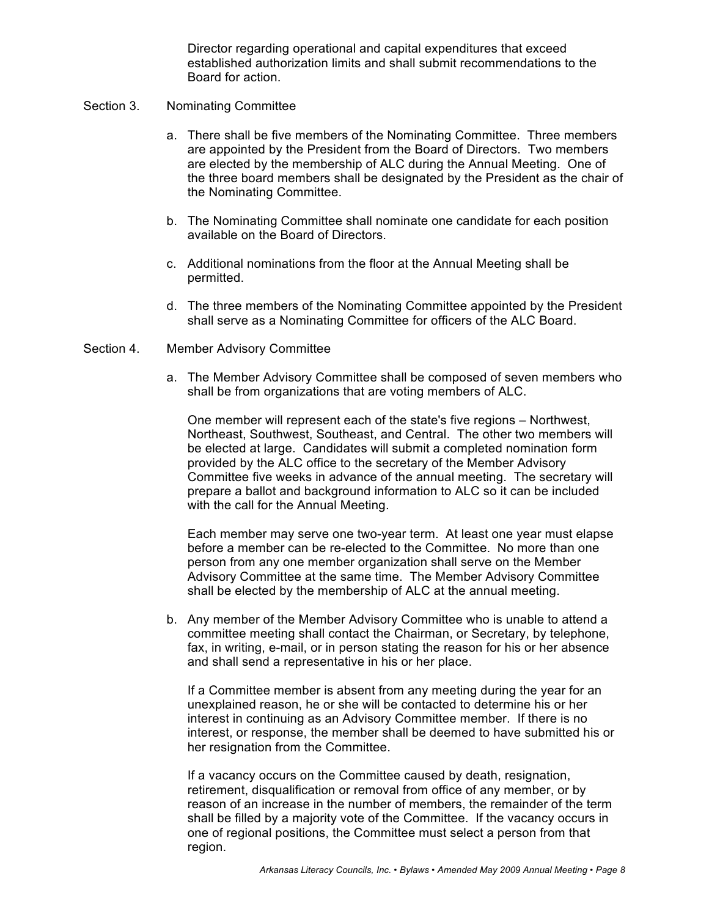Director regarding operational and capital expenditures that exceed established authorization limits and shall submit recommendations to the Board for action.

Section 3. Nominating Committee

a. There shall be five members of the Nominating Committee. Three members are appointed by the President from the Board of Directors. Two members are elected by the membership of ALC during the Annual Meeting. One of the three board members shall be designated by the President as the chair of the Nominating Committee.

b. The Nominating Committee shall nominate one candidate for each position available on the Board of Directors.

c. Additional nominations from the floor at the Annual Meeting shall be permitted.

d. The three members of the Nominating Committee appointed by the President shall serve as a Nominating Committee for officers of the ALC Board.

Section 4. Member Advisory Committee

a. The Member Advisory Committee shall be composed of seven members who shall be from organizations that are voting members of ALC.

One member will represent each of the state's five regions – Northwest, Northeast, Southwest, Southeast, and Central. The other two members will be elected at large. Candidates will submit a completed nomination form provided by the ALC office to the secretary of the Member Advisory Committee five weeks in advance of the annual meeting. The secretary will prepare a ballot and background information to ALC so it can be included with the call for the Annual Meeting.

Each member may serve one two-year term. At least one year must elapse before a member can be re-elected to the Committee. No more than one person from any one member organization shall serve on the Member Advisory Committee at the same time. The Member Advisory Committee shall be elected by the membership of ALC at the annual meeting.

b. Any member of the Member Advisory Committee who is unable to attend a committee meeting shall contact the Chairman, or Secretary, by telephone, fax, in writing, e-mail, or in person stating the reason for his or her absence and shall send a representative in his or her place.

If a Committee member is absent from any meeting during the year for an unexplained reason, he or she will be contacted to determine his or her interest in continuing as an Advisory Committee member. If there is no interest, or response, the member shall be deemed to have submitted his or her resignation from the Committee.

If a vacancy occurs on the Committee caused by death, resignation, retirement, disqualification or removal from office of any member, or by reason of an increase in the number of members, the remainder of the term shall be filled by a majority vote of the Committee. If the vacancy occurs in one of regional positions, the Committee must select a person from that region.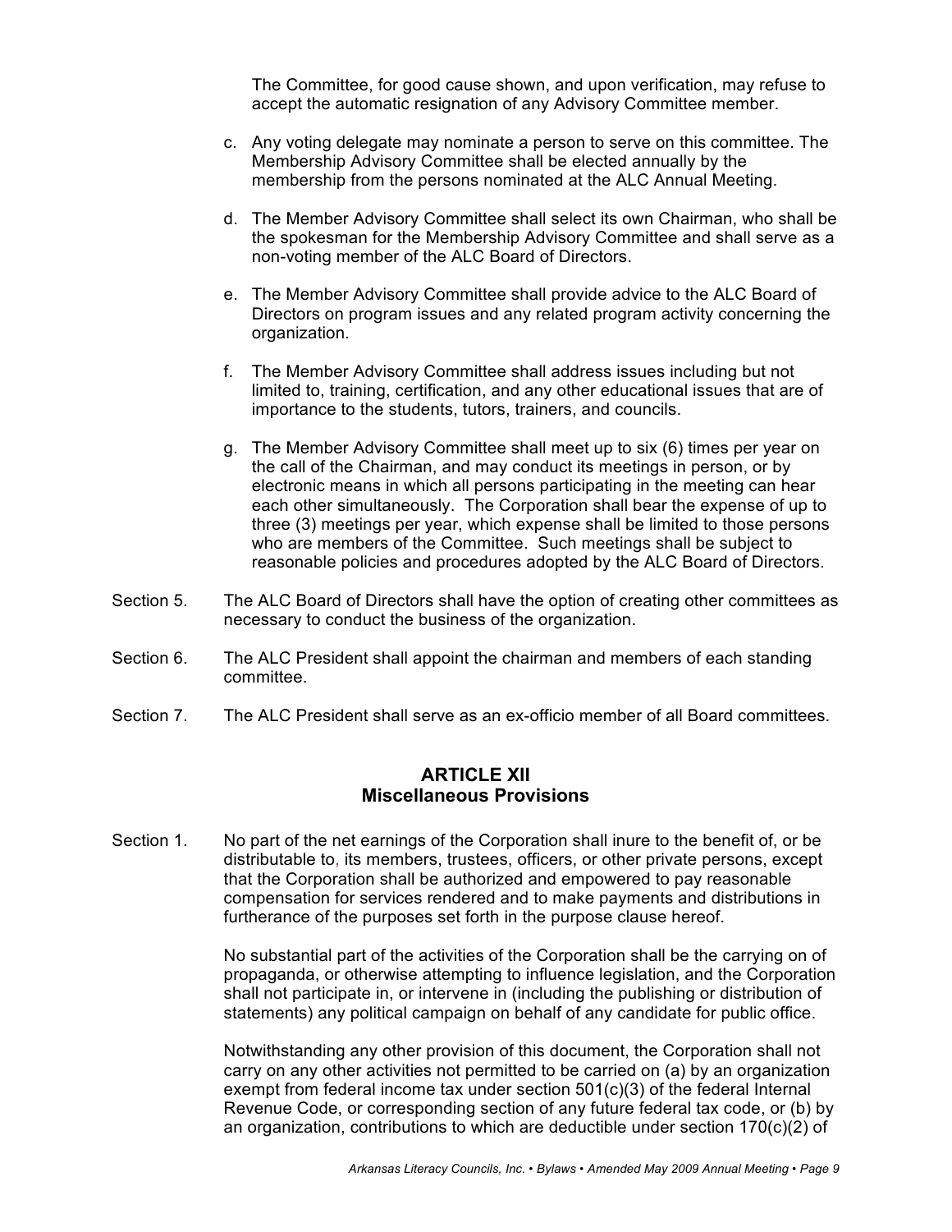The Committee, for good cause shown, and upon verification, may refuse to accept the automatic resignation of any Advisory Committee member.

c. Any voting delegate may nominate a person to serve on this committee. The Membership Advisory Committee shall be elected annually by the membership from the persons nominated at the ALC Annual Meeting.

d. The Member Advisory Committee shall select its own Chairman, who shall be the spokesman for the Membership Advisory Committee and shall serve as a non-voting member of the ALC Board of Directors.

e. The Member Advisory Committee shall provide advice to the ALC Board of Directors on program issues and any related program activity concerning the organization.

f. The Member Advisory Committee shall address issues including but not limited to, training, certification, and any other educational issues that are of importance to the students, tutors, trainers, and councils.

g. The Member Advisory Committee shall meet up to six (6) times per year on the call of the Chairman, and may conduct its meetings in person, or by electronic means in which all persons participating in the meeting can hear each other simultaneously. The Corporation shall bear the expense of up to three (3) meetings per year, which expense shall be limited to those persons who are members of the Committee. Such meetings shall be subject to reasonable policies and procedures adopted by the ALC Board of Directors.

Section 5. The ALC Board of Directors shall have the option of creating other committees as necessary to conduct the business of the organization.

Section 6. The ALC President shall appoint the chairman and members of each standing committee.

Section 7. The ALC President shall serve as an ex-officio member of all Board committees.

## ARTICLE XII
## Miscellaneous Provisions

Section 1. No part of the net earnings of the Corporation shall inure to the benefit of, or be distributable to, its members, trustees, officers, or other private persons, except that the Corporation shall be authorized and empowered to pay reasonable compensation for services rendered and to make payments and distributions in furtherance of the purposes set forth in the purpose clause hereof.

No substantial part of the activities of the Corporation shall be the carrying on of propaganda, or otherwise attempting to influence legislation, and the Corporation shall not participate in, or intervene in (including the publishing or distribution of statements) any political campaign on behalf of any candidate for public office.

Notwithstanding any other provision of this document, the Corporation shall not carry on any other activities not permitted to be carried on (a) by an organization exempt from federal income tax under section 501(c)(3) of the federal Internal Revenue Code, or corresponding section of any future federal tax code, or (b) by an organization, contributions to which are deductible under section 170(c)(2) of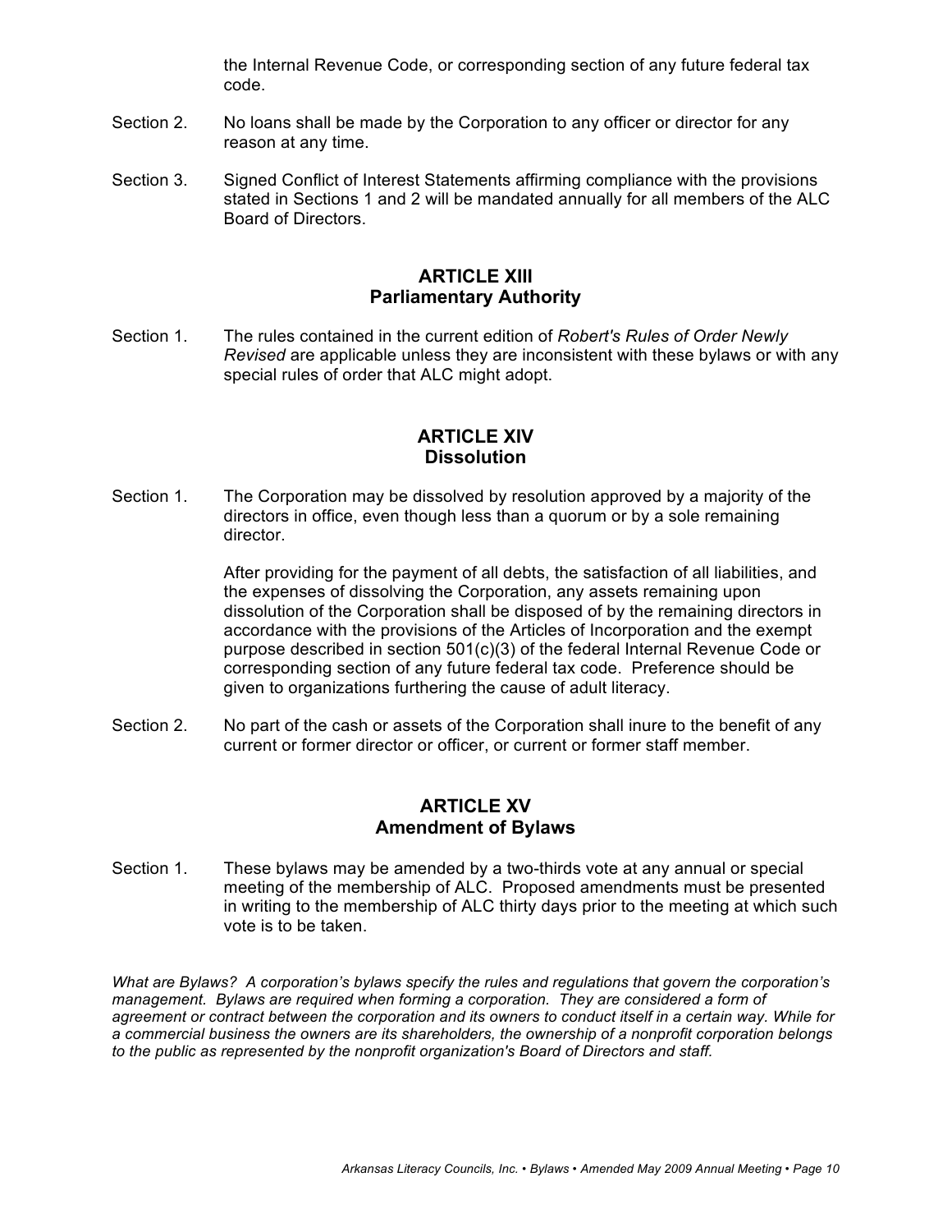the Internal Revenue Code, or corresponding section of any future federal tax code.

Section 2. No loans shall be made by the Corporation to any officer or director for any reason at any time.

Section 3. Signed Conflict of Interest Statements affirming compliance with the provisions stated in Sections 1 and 2 will be mandated annually for all members of the ALC Board of Directors.

## ARTICLE XIII
## Parliamentary Authority

Section 1. The rules contained in the current edition of *Robert's Rules of Order Newly Revised* are applicable unless they are inconsistent with these bylaws or with any special rules of order that ALC might adopt.

## ARTICLE XIV
## Dissolution

Section 1. The Corporation may be dissolved by resolution approved by a majority of the directors in office, even though less than a quorum or by a sole remaining director.

After providing for the payment of all debts, the satisfaction of all liabilities, and the expenses of dissolving the Corporation, any assets remaining upon dissolution of the Corporation shall be disposed of by the remaining directors in accordance with the provisions of the Articles of Incorporation and the exempt purpose described in section 501(c)(3) of the federal Internal Revenue Code or corresponding section of any future federal tax code. Preference should be given to organizations furthering the cause of adult literacy.

Section 2. No part of the cash or assets of the Corporation shall inure to the benefit of any current or former director or officer, or current or former staff member.

## ARTICLE XV
## Amendment of Bylaws

Section 1. These bylaws may be amended by a two-thirds vote at any annual or special meeting of the membership of ALC. Proposed amendments must be presented in writing to the membership of ALC thirty days prior to the meeting at which such vote is to be taken.

*What are Bylaws? A corporation's bylaws specify the rules and regulations that govern the corporation's management. Bylaws are required when forming a corporation. They are considered a form of agreement or contract between the corporation and its owners to conduct itself in a certain way. While for a commercial business the owners are its shareholders, the ownership of a nonprofit corporation belongs to the public as represented by the nonprofit organization's Board of Directors and staff.*